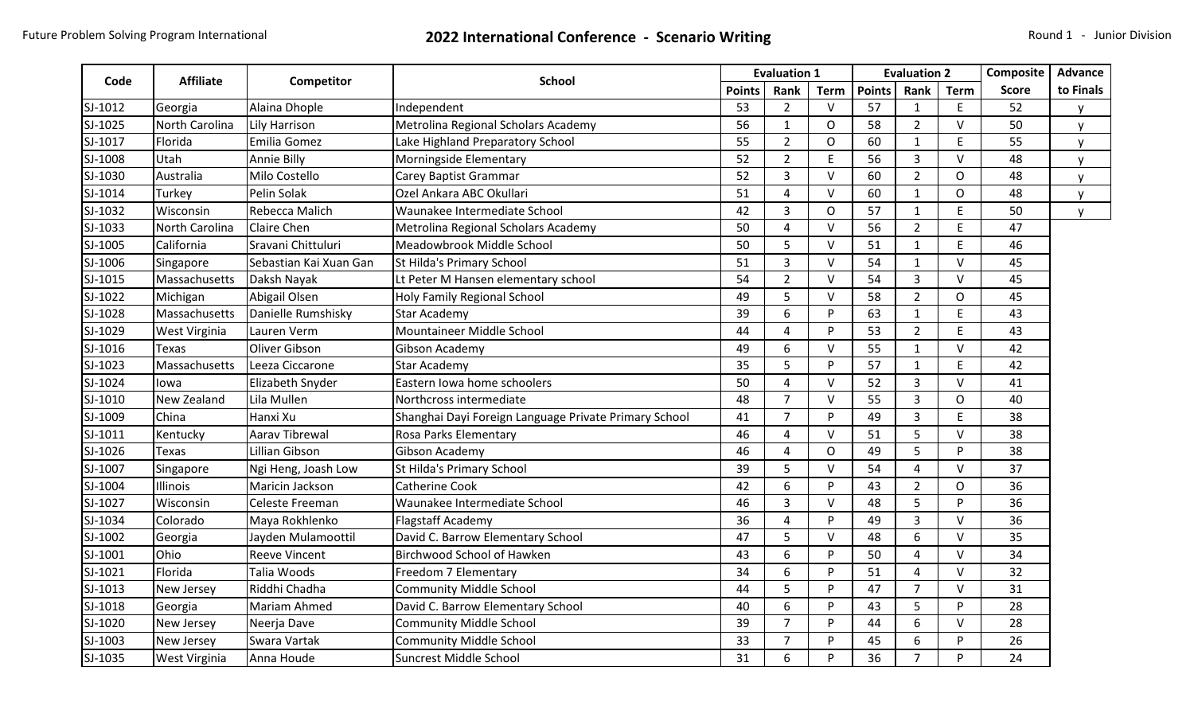Future Problem Solving Program International

# 2022 International Conference - Scenario Writing

Round 1 - Junior Division

| Code | Affiliate | Competitor | School | Evaluation 1 | | | Evaluation 2 | | | Composite | Advance |
|---|---|---|---|---|---|---|---|---|---|---|---|
| | | | | Points | Rank | Term | Points | Rank | Term | Score | to Finals |
| SJ-1012 | Georgia | Alaina Dhople | Independent | 53 | 2 | V | 57 | 1 | E | 52 | y |
| SJ-1025 | North Carolina | Lily Harrison | Metrolina Regional Scholars Academy | 56 | 1 | O | 58 | 2 | V | 50 | y |
| SJ-1017 | Florida | Emilia Gomez | Lake Highland Preparatory School | 55 | 2 | O | 60 | 1 | E | 55 | y |
| SJ-1008 | Utah | Annie Billy | Morningside Elementary | 52 | 2 | E | 56 | 3 | V | 48 | y |
| SJ-1030 | Australia | Milo Costello | Carey Baptist Grammar | 52 | 3 | V | 60 | 2 | O | 48 | y |
| SJ-1014 | Turkey | Pelin Solak | Ozel Ankara ABC Okullari | 51 | 4 | V | 60 | 1 | O | 48 | y |
| SJ-1032 | Wisconsin | Rebecca Malich | Waunakee Intermediate School | 42 | 3 | O | 57 | 1 | E | 50 | y |
| SJ-1033 | North Carolina | Claire Chen | Metrolina Regional Scholars Academy | 50 | 4 | V | 56 | 2 | E | 47 | |
| SJ-1005 | California | Sravani Chittuluri | Meadowbrook Middle School | 50 | 5 | V | 51 | 1 | E | 46 | |
| SJ-1006 | Singapore | Sebastian Kai Xuan Gan | St Hilda's Primary School | 51 | 3 | V | 54 | 1 | V | 45 | |
| SJ-1015 | Massachusetts | Daksh Nayak | Lt Peter M Hansen elementary school | 54 | 2 | V | 54 | 3 | V | 45 | |
| SJ-1022 | Michigan | Abigail Olsen | Holy Family Regional School | 49 | 5 | V | 58 | 2 | O | 45 | |
| SJ-1028 | Massachusetts | Danielle Rumshisky | Star Academy | 39 | 6 | P | 63 | 1 | E | 43 | |
| SJ-1029 | West Virginia | Lauren Verm | Mountaineer Middle School | 44 | 4 | P | 53 | 2 | E | 43 | |
| SJ-1016 | Texas | Oliver Gibson | Gibson Academy | 49 | 6 | V | 55 | 1 | V | 42 | |
| SJ-1023 | Massachusetts | Leeza Ciccarone | Star Academy | 35 | 5 | P | 57 | 1 | E | 42 | |
| SJ-1024 | Iowa | Elizabeth Snyder | Eastern Iowa home schoolers | 50 | 4 | V | 52 | 3 | V | 41 | |
| SJ-1010 | New Zealand | Lila Mullen | Northcross intermediate | 48 | 7 | V | 55 | 3 | O | 40 | |
| SJ-1009 | China | Hanxi Xu | Shanghai Dayi Foreign Language Private Primary School | 41 | 7 | P | 49 | 3 | E | 38 | |
| SJ-1011 | Kentucky | Aarav Tibrewal | Rosa Parks Elementary | 46 | 4 | V | 51 | 5 | V | 38 | |
| SJ-1026 | Texas | Lillian Gibson | Gibson Academy | 46 | 4 | O | 49 | 5 | P | 38 | |
| SJ-1007 | Singapore | Ngi Heng, Joash Low | St Hilda's Primary School | 39 | 5 | V | 54 | 4 | V | 37 | |
| SJ-1004 | Illinois | Maricin Jackson | Catherine Cook | 42 | 6 | P | 43 | 2 | O | 36 | |
| SJ-1027 | Wisconsin | Celeste Freeman | Waunakee Intermediate School | 46 | 3 | V | 48 | 5 | P | 36 | |
| SJ-1034 | Colorado | Maya Rokhlenko | Flagstaff Academy | 36 | 4 | P | 49 | 3 | V | 36 | |
| SJ-1002 | Georgia | Jayden Mulamoottil | David C. Barrow Elementary School | 47 | 5 | V | 48 | 6 | V | 35 | |
| SJ-1001 | Ohio | Reeve Vincent | Birchwood School of Hawken | 43 | 6 | P | 50 | 4 | V | 34 | |
| SJ-1021 | Florida | Talia Woods | Freedom 7 Elementary | 34 | 6 | P | 51 | 4 | V | 32 | |
| SJ-1013 | New Jersey | Riddhi Chadha | Community Middle School | 44 | 5 | P | 47 | 7 | V | 31 | |
| SJ-1018 | Georgia | Mariam Ahmed | David C. Barrow Elementary School | 40 | 6 | P | 43 | 5 | P | 28 | |
| SJ-1020 | New Jersey | Neerja Dave | Community Middle School | 39 | 7 | P | 44 | 6 | V | 28 | |
| SJ-1003 | New Jersey | Swara Vartak | Community Middle School | 33 | 7 | P | 45 | 6 | P | 26 | |
| SJ-1035 | West Virginia | Anna Houde | Suncrest Middle School | 31 | 6 | P | 36 | 7 | P | 24 | |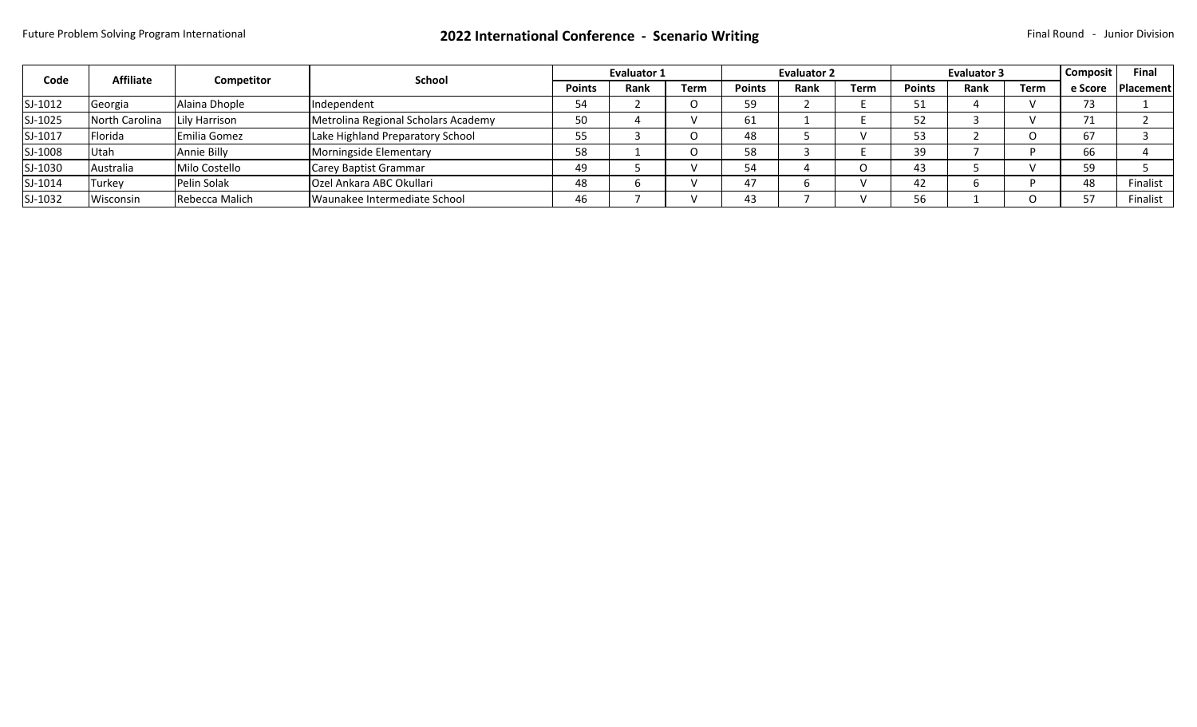Future Problem Solving Program International

## 2022 International Conference - Scenario Writing

Final Round - Junior Division

| Code | Affiliate | Competitor | School | Evaluator 1 | | | Evaluator 2 | | | Evaluator 3 | | | Composite Score | Final Placement |
|---|---|---|---|---|---|---|---|---|---|---|---|---|---|---|
| | | | | Points | Rank | Term | Points | Rank | Term | Points | Rank | Term | | |
| SJ-1012 | Georgia | Alaina Dhople | Independent | 54 | 2 | O | 59 | 2 | E | 51 | 4 | V | 73 | 1 |
| SJ-1025 | North Carolina | Lily Harrison | Metrolina Regional Scholars Academy | 50 | 4 | V | 61 | 1 | E | 52 | 3 | V | 71 | 2 |
| SJ-1017 | Florida | Emilia Gomez | Lake Highland Preparatory School | 55 | 3 | O | 48 | 5 | V | 53 | 2 | O | 67 | 3 |
| SJ-1008 | Utah | Annie Billy | Morningside Elementary | 58 | 1 | O | 58 | 3 | E | 39 | 7 | P | 66 | 4 |
| SJ-1030 | Australia | Milo Costello | Carey Baptist Grammar | 49 | 5 | V | 54 | 4 | O | 43 | 5 | V | 59 | 5 |
| SJ-1014 | Turkey | Pelin Solak | Ozel Ankara ABC Okullari | 48 | 6 | V | 47 | 6 | V | 42 | 6 | P | 48 | Finalist |
| SJ-1032 | Wisconsin | Rebecca Malich | Waunakee Intermediate School | 46 | 7 | V | 43 | 7 | V | 56 | 1 | O | 57 | Finalist |